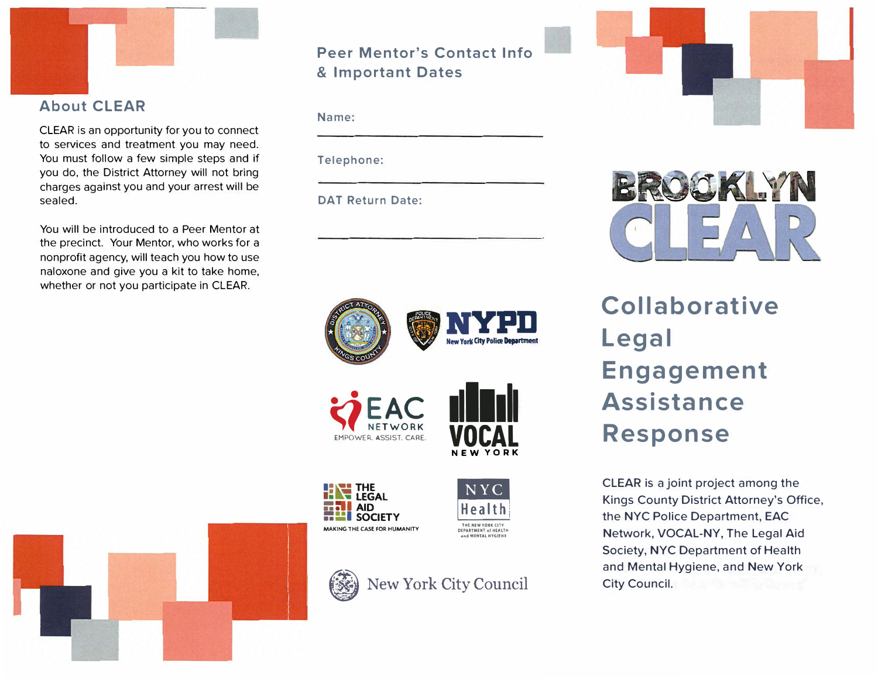## About CLEAR

CLEAR is an opportunity for you to connect to services and treatment you may need. You must follow a few simple steps and if you do, the District Attorney will not bring charges against you and your arrest will be sealed.

You will be introduced to a Peer Mentor at the precinct. Your Mentor, who works for a nonprofit agency, will teach you how to use naloxone and give you a kit to take home, whether or not you participate in CLEAR.

## Peer Mentor's Contact Info & Important Dates

Name: ______________________________

Telephone: ______________________________

DAT Return Date: ______________________________

District Attorney Kings County | NYPD New York City Police Department | EAC Network Empower. Assist. Care. | VOCAL New York | The Legal Aid Society Making the Case for Humanity | NYC Health The New York City Department of Health and Mental Hygiene | New York City Council

# BROOKLYN CLEAR

## Collaborative Legal Engagement Assistance Response

CLEAR is a joint project among the Kings County District Attorney's Office, the NYC Police Department, EAC Network, VOCAL-NY, The Legal Aid Society, NYC Department of Health and Mental Hygiene, and New York City Council.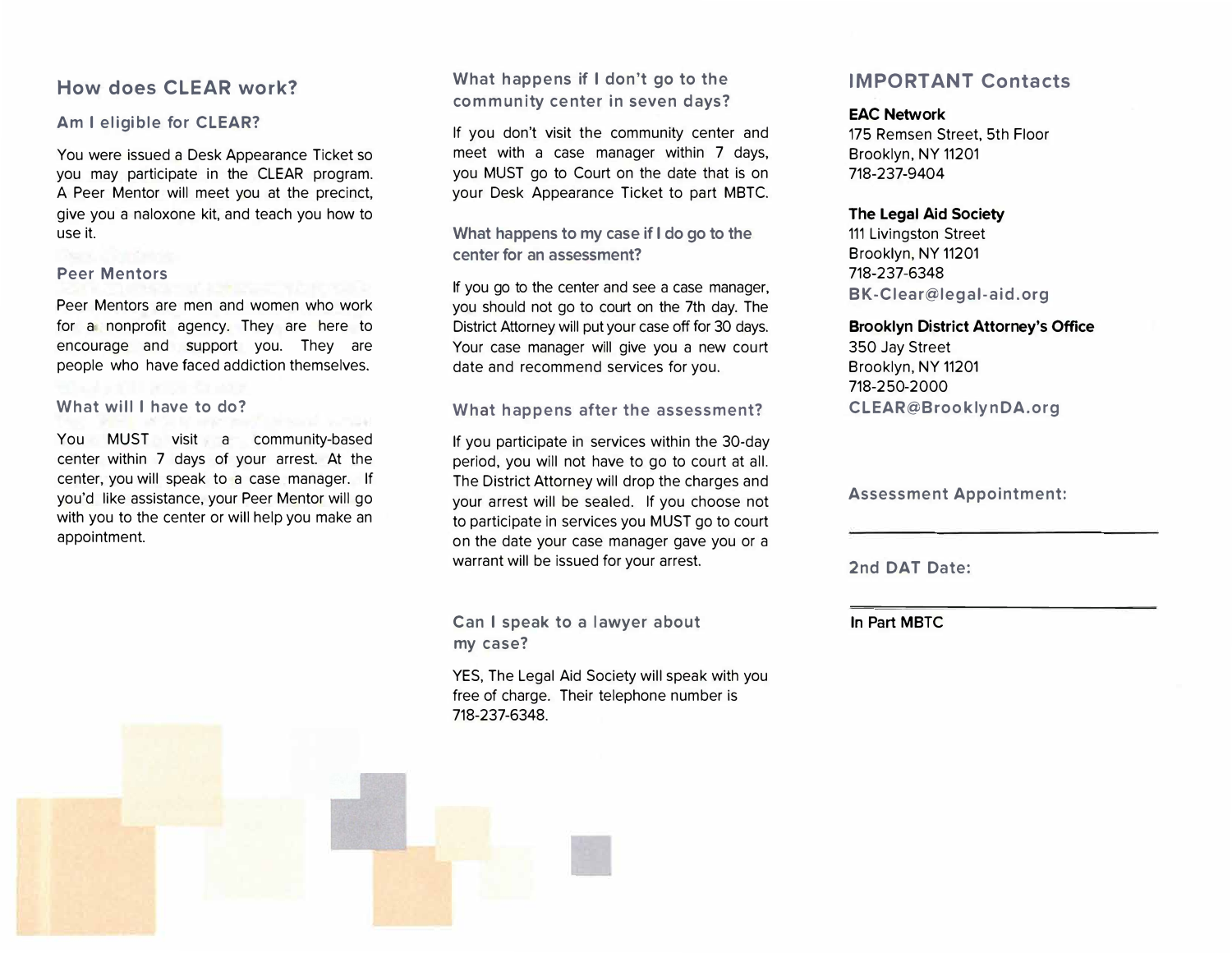## How does CLEAR work?

### Am I eligible for CLEAR?

You were issued a Desk Appearance Ticket so you may participate in the CLEAR program. A Peer Mentor will meet you at the precinct, give you a naloxone kit, and teach you how to use it.

### Peer Mentors

Peer Mentors are men and women who work for a nonprofit agency. They are here to encourage and support you. They are people who have faced addiction themselves.

### What will I have to do?

You MUST visit a community-based center within 7 days of your arrest. At the center, you will speak to a case manager. If you'd like assistance, your Peer Mentor will go with you to the center or will help you make an appointment.

### What happens if I don't go to the community center in seven days?

If you don't visit the community center and meet with a case manager within 7 days, you MUST go to Court on the date that is on your Desk Appearance Ticket to part MBTC.

### What happens to my case if I do go to the center for an assessment?

If you go to the center and see a case manager, you should not go to court on the 7th day. The District Attorney will put your case off for 30 days. Your case manager will give you a new court date and recommend services for you.

### What happens after the assessment?

If you participate in services within the 30-day period, you will not have to go to court at all. The District Attorney will drop the charges and your arrest will be sealed. If you choose not to participate in services you MUST go to court on the date your case manager gave you or a warrant will be issued for your arrest.

### Can I speak to a lawyer about my case?

YES, The Legal Aid Society will speak with you free of charge. Their telephone number is 718-237-6348.

## IMPORTANT Contacts

**EAC Network**
175 Remsen Street, 5th Floor
Brooklyn, NY 11201
718-237-9404

**The Legal Aid Society**
111 Livingston Street
Brooklyn, NY 11201
718-237-6348
BK-Clear@legal-aid.org

**Brooklyn District Attorney's Office**
350 Jay Street
Brooklyn, NY 11201
718-250-2000
CLEAR@BrooklynDA.org

Assessment Appointment:

_______________________________

2nd DAT Date:

_______________________________

**In Part MBTC**